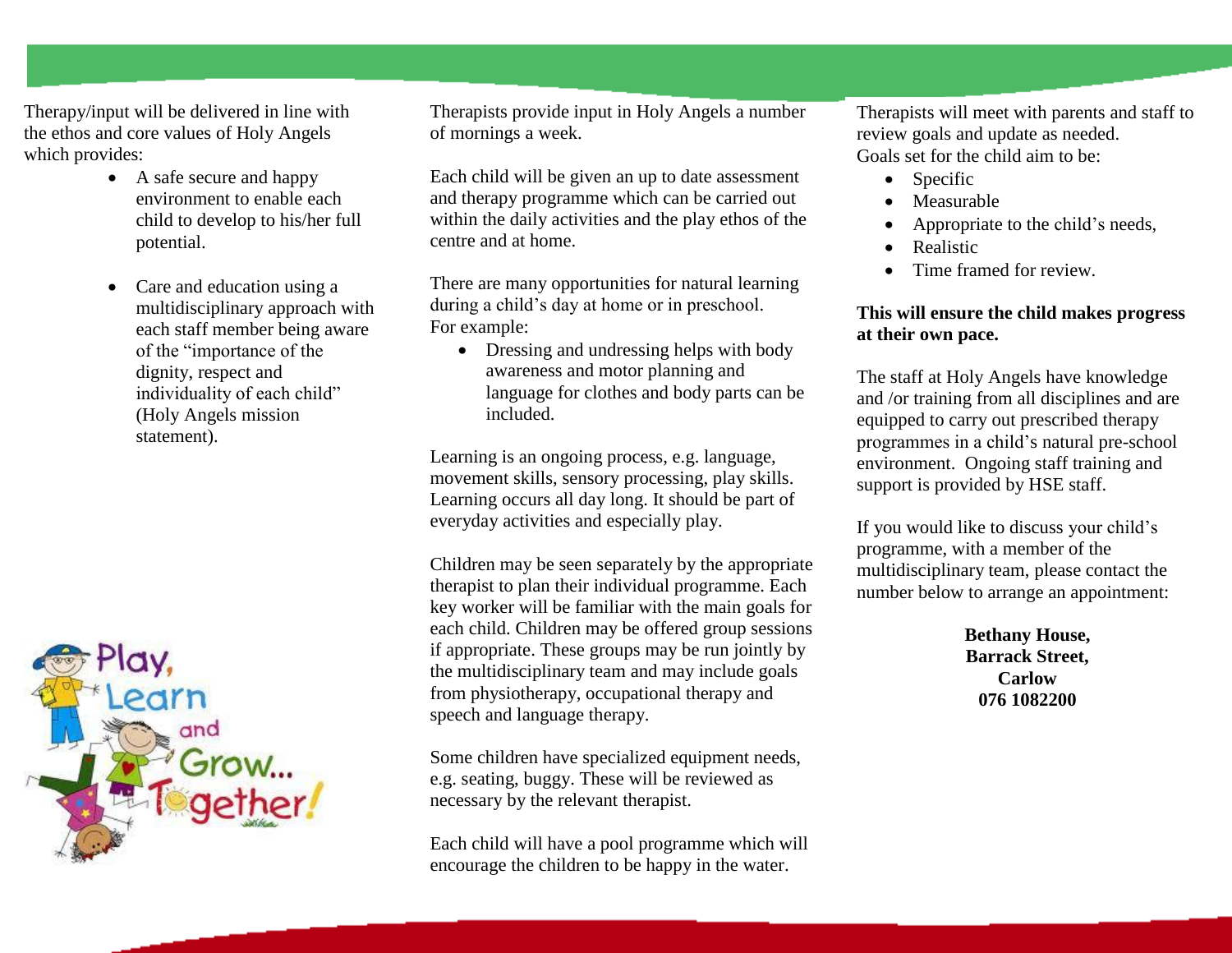Therapy/input will be delivered in line with the ethos and core values of Holy Angels which provides:

- A safe secure and happy environment to enable each child to develop to his/her full potential.
- Care and education using a multidisciplinary approach with each staff member being aware of the "importance of the dignity, respect and individuality of each child" (Holy Angels mission statement).

Play, Learn and Grow... Together!

Therapists provide input in Holy Angels a number of mornings a week.

Each child will be given an up to date assessment and therapy programme which can be carried out within the daily activities and the play ethos of the centre and at home.

There are many opportunities for natural learning during a child's day at home or in preschool. For example:

- Dressing and undressing helps with body awareness and motor planning and language for clothes and body parts can be included.

Learning is an ongoing process, e.g. language, movement skills, sensory processing, play skills. Learning occurs all day long. It should be part of everyday activities and especially play.

Children may be seen separately by the appropriate therapist to plan their individual programme. Each key worker will be familiar with the main goals for each child. Children may be offered group sessions if appropriate. These groups may be run jointly by the multidisciplinary team and may include goals from physiotherapy, occupational therapy and speech and language therapy.

Some children have specialized equipment needs, e.g. seating, buggy. These will be reviewed as necessary by the relevant therapist.

Each child will have a pool programme which will encourage the children to be happy in the water.

Therapists will meet with parents and staff to review goals and update as needed.
Goals set for the child aim to be:

- Specific
- Measurable
- Appropriate to the child's needs,
- Realistic
- Time framed for review.

**This will ensure the child makes progress at their own pace.**

The staff at Holy Angels have knowledge and /or training from all disciplines and are equipped to carry out prescribed therapy programmes in a child's natural pre-school environment. Ongoing staff training and support is provided by HSE staff.

If you would like to discuss your child's programme, with a member of the multidisciplinary team, please contact the number below to arrange an appointment:

**Bethany House,**
**Barrack Street,**
**Carlow**
**076 1082200**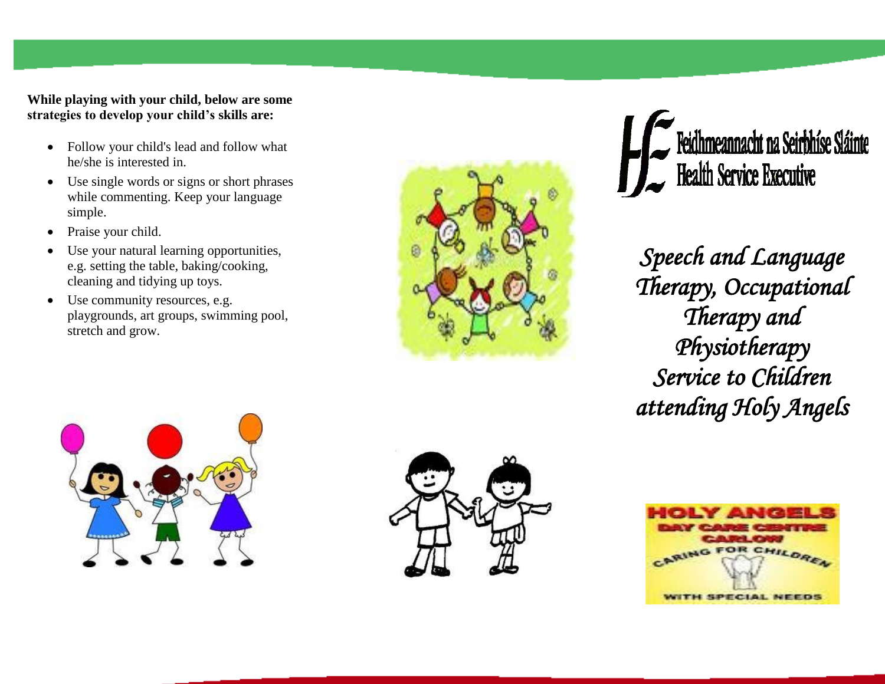**While playing with your child, below are some strategies to develop your child's skills are:**

- Follow your child's lead and follow what he/she is interested in.
- Use single words or signs or short phrases while commenting. Keep your language simple.
- Praise your child.
- Use your natural learning opportunities, e.g. setting the table, baking/cooking, cleaning and tidying up toys.
- Use community resources, e.g. playgrounds, art groups, swimming pool, stretch and grow.

Feidhmeannacht na Seirbhíse Sláinte
Health Service Executive

# *Speech and Language Therapy, Occupational Therapy and Physiotherapy Service to Children attending Holy Angels*

HOLY ANGELS
DAY CARE CENTRE
CARLOW
CARING FOR CHILDREN
WITH SPECIAL NEEDS